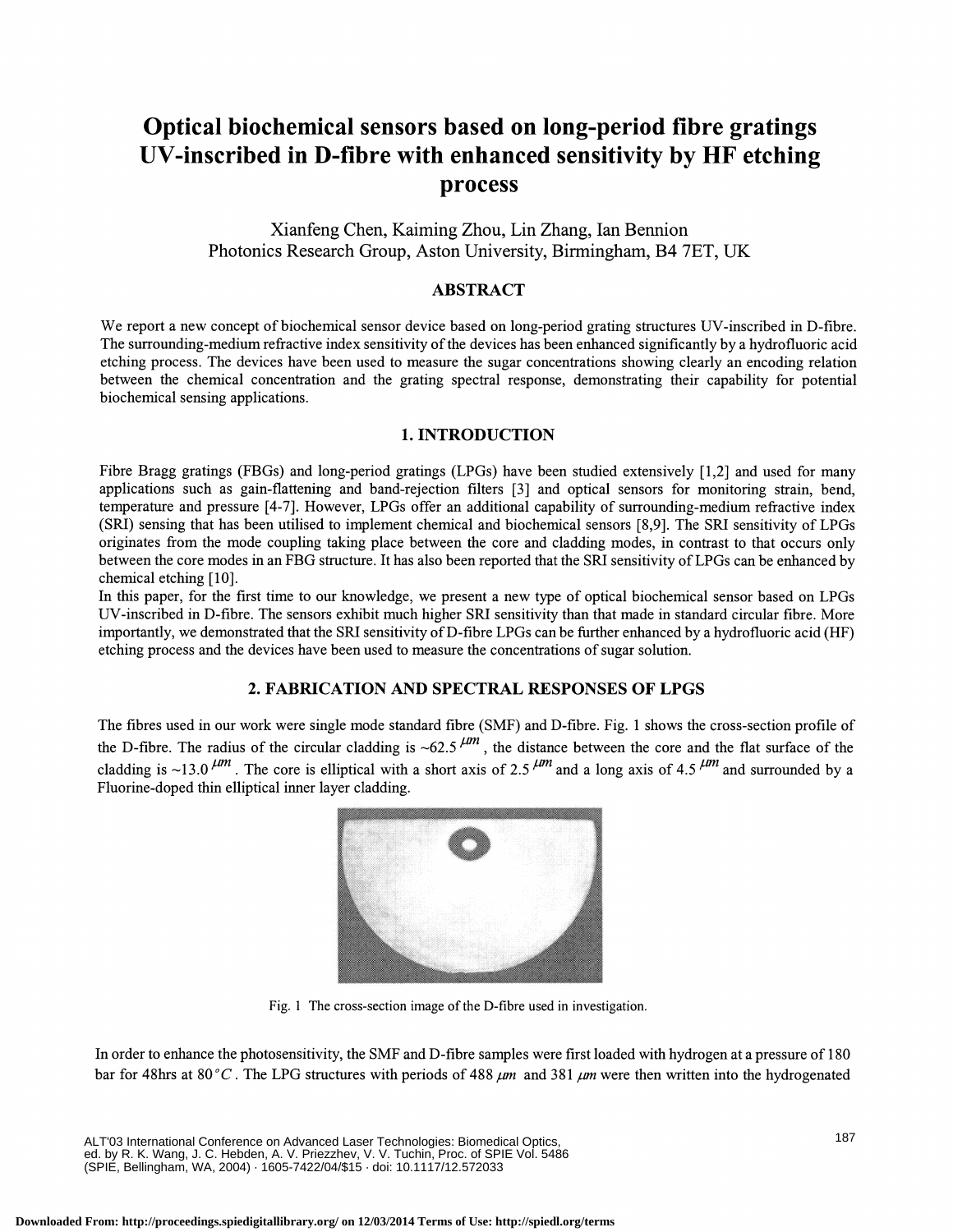# Optical biochemical sensors based on long-period fibre gratings UV-inscribed in D-fibre with enhanced sensitivity by HF etching process

Xianfeng Chen, Kaiming Zhou, Lin Zhang, Ian Bennion
Photonics Research Group, Aston University, Birmingham, B4 7ET, UK

## ABSTRACT

We report a new concept of biochemical sensor device based on long-period grating structures UV-inscribed in D-fibre. The surrounding-medium refractive index sensitivity of the devices has been enhanced significantly by a hydrofluoric acid etching process. The devices have been used to measure the sugar concentrations showing clearly an encoding relation between the chemical concentration and the grating spectral response, demonstrating their capability for potential biochemical sensing applications.

## 1. INTRODUCTION

Fibre Bragg gratings (FBGs) and long-period gratings (LPGs) have been studied extensively [1,2] and used for many applications such as gain-flattening and band-rejection filters [3] and optical sensors for monitoring strain, bend, temperature and pressure [4-7]. However, LPGs offer an additional capability of surrounding-medium refractive index (SRI) sensing that has been utilised to implement chemical and biochemical sensors [8,9]. The SRI sensitivity of LPGs originates from the mode coupling taking place between the core and cladding modes, in contrast to that occurs only between the core modes in an FBG structure. It has also been reported that the SRI sensitivity of LPGs can be enhanced by chemical etching [10].

In this paper, for the first time to our knowledge, we present a new type of optical biochemical sensor based on LPGs UV-inscribed in D-fibre. The sensors exhibit much higher SRI sensitivity than that made in standard circular fibre. More importantly, we demonstrated that the SRI sensitivity of D-fibre LPGs can be further enhanced by a hydrofluoric acid (HF) etching process and the devices have been used to measure the concentrations of sugar solution.

## 2. FABRICATION AND SPECTRAL RESPONSES OF LPGS

The fibres used in our work were single mode standard fibre (SMF) and D-fibre. Fig. 1 shows the cross-section profile of the D-fibre. The radius of the circular cladding is ~62.5 $\mu m$, the distance between the core and the flat surface of the cladding is ~13.0 $\mu m$. The core is elliptical with a short axis of 2.5 $\mu m$ and a long axis of 4.5 $\mu m$ and surrounded by a Fluorine-doped thin elliptical inner layer cladding.

Fig. 1 The cross-section image of the D-fibre used in investigation.

In order to enhance the photosensitivity, the SMF and D-fibre samples were first loaded with hydrogen at a pressure of 180 bar for 48hrs at 80 °$C$. The LPG structures with periods of 488 $\mu m$ and 381 $\mu m$ were then written into the hydrogenated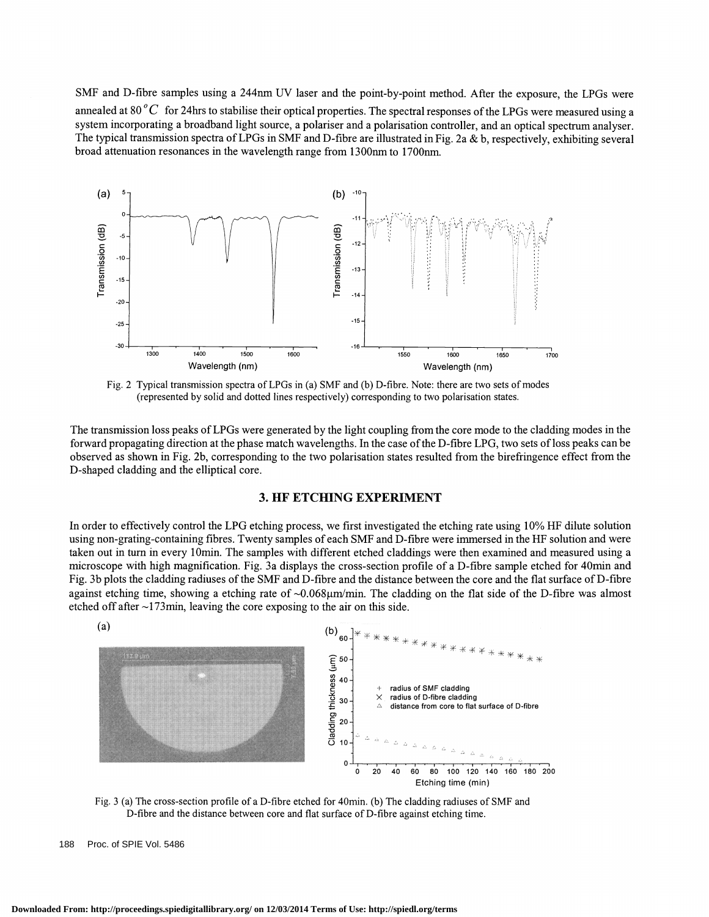SMF and D-fibre samples using a 244nm UV laser and the point-by-point method. After the exposure, the LPGs were annealed at 80 $^{o}C$ for 24hrs to stabilise their optical properties. The spectral responses of the LPGs were measured using a system incorporating a broadband light source, a polariser and a polarisation controller, and an optical spectrum analyser. The typical transmission spectra of LPGs in SMF and D-fibre are illustrated in Fig. 2a & b, respectively, exhibiting several broad attenuation resonances in the wavelength range from 1300nm to 1700nm.

Fig. 2 Typical transmission spectra of LPGs in (a) SMF and (b) D-fibre. Note: there are two sets of modes (represented by solid and dotted lines respectively) corresponding to two polarisation states.

The transmission loss peaks of LPGs were generated by the light coupling from the core mode to the cladding modes in the forward propagating direction at the phase match wavelengths. In the case of the D-fibre LPG, two sets of loss peaks can be observed as shown in Fig. 2b, corresponding to the two polarisation states resulted from the birefringence effect from the D-shaped cladding and the elliptical core.

## 3. HF ETCHING EXPERIMENT

In order to effectively control the LPG etching process, we first investigated the etching rate using 10% HF dilute solution using non-grating-containing fibres. Twenty samples of each SMF and D-fibre were immersed in the HF solution and were taken out in turn in every 10min. The samples with different etched claddings were then examined and measured using a microscope with high magnification. Fig. 3a displays the cross-section profile of a D-fibre sample etched for 40min and Fig. 3b plots the cladding radiuses of the SMF and D-fibre and the distance between the core and the flat surface of D-fibre against etching time, showing a etching rate of ~0.068μm/min. The cladding on the flat side of the D-fibre was almost etched off after ~173min, leaving the core exposing to the air on this side.

Fig. 3 (a) The cross-section profile of a D-fibre etched for 40min. (b) The cladding radiuses of SMF and D-fibre and the distance between core and flat surface of D-fibre against etching time.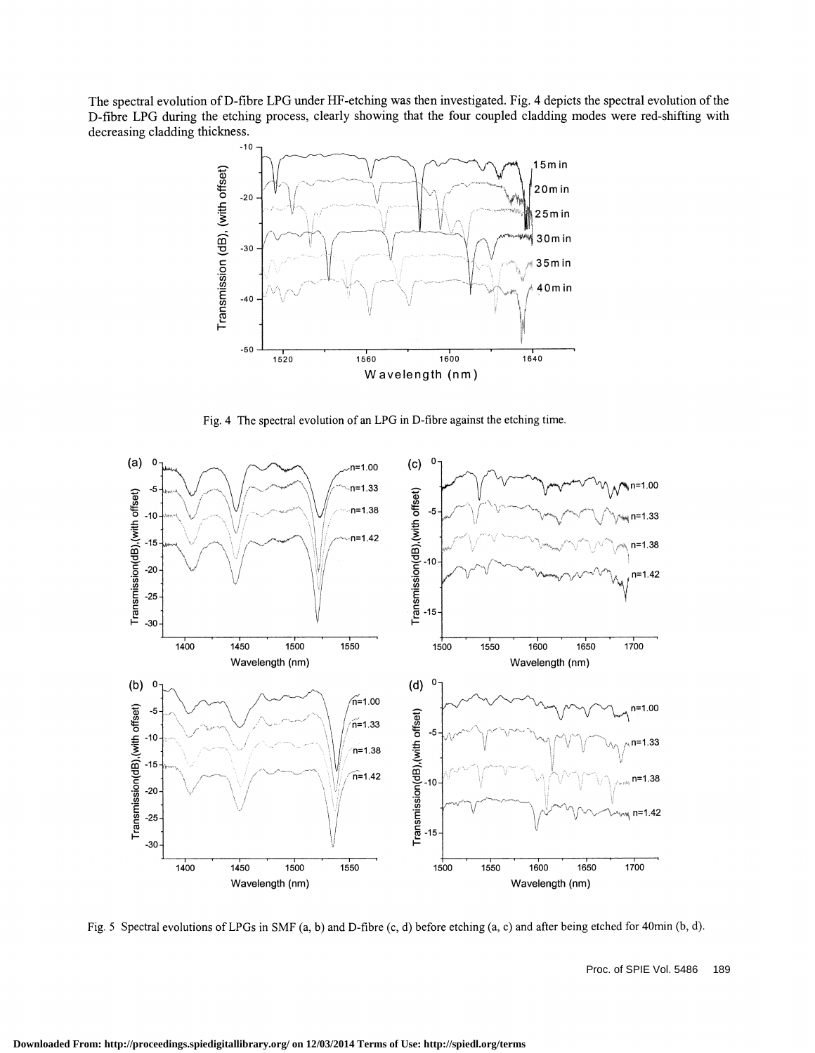The spectral evolution of D-fibre LPG under HF-etching was then investigated. Fig. 4 depicts the spectral evolution of the D-fibre LPG during the etching process, clearly showing that the four coupled cladding modes were red-shifting with decreasing cladding thickness.

Fig. 4 The spectral evolution of an LPG in D-fibre against the etching time.

Fig. 5 Spectral evolutions of LPGs in SMF (a, b) and D-fibre (c, d) before etching (a, c) and after being etched for 40min (b, d).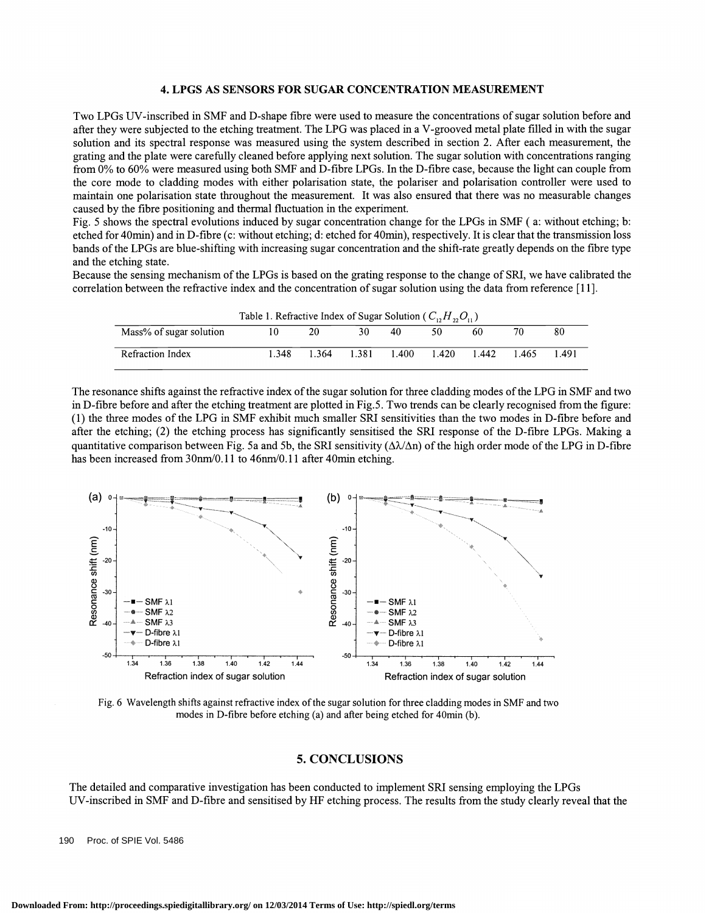## 4. LPGS AS SENSORS FOR SUGAR CONCENTRATION MEASUREMENT

Two LPGs UV-inscribed in SMF and D-shape fibre were used to measure the concentrations of sugar solution before and after they were subjected to the etching treatment. The LPG was placed in a V-grooved metal plate filled in with the sugar solution and its spectral response was measured using the system described in section 2. After each measurement, the grating and the plate were carefully cleaned before applying next solution. The sugar solution with concentrations ranging from 0% to 60% were measured using both SMF and D-fibre LPGs. In the D-fibre case, because the light can couple from the core mode to cladding modes with either polarisation state, the polariser and polarisation controller were used to maintain one polarisation state throughout the measurement. It was also ensured that there was no measurable changes caused by the fibre positioning and thermal fluctuation in the experiment.

Fig. 5 shows the spectral evolutions induced by sugar concentration change for the LPGs in SMF ( a: without etching; b: etched for 40min) and in D-fibre (c: without etching; d: etched for 40min), respectively. It is clear that the transmission loss bands of the LPGs are blue-shifting with increasing sugar concentration and the shift-rate greatly depends on the fibre type and the etching state.

Because the sensing mechanism of the LPGs is based on the grating response to the change of SRI, we have calibrated the correlation between the refractive index and the concentration of sugar solution using the data from reference [11].

Table 1. Refractive Index of Sugar Solution ( $C_{12}H_{22}O_{11}$ )

| Mass% of sugar solution | 10 | 20 | 30 | 40 | 50 | 60 | 70 | 80 |
|---|---|---|---|---|---|---|---|---|
| Refraction Index | 1.348 | 1.364 | 1.381 | 1.400 | 1.420 | 1.442 | 1.465 | 1.491 |

The resonance shifts against the refractive index of the sugar solution for three cladding modes of the LPG in SMF and two in D-fibre before and after the etching treatment are plotted in Fig.5. Two trends can be clearly recognised from the figure: (1) the three modes of the LPG in SMF exhibit much smaller SRI sensitivities than the two modes in D-fibre before and after the etching; (2) the etching process has significantly sensitised the SRI response of the D-fibre LPGs. Making a quantitative comparison between Fig. 5a and 5b, the SRI sensitivity ($\Delta\lambda/\Delta n$) of the high order mode of the LPG in D-fibre has been increased from 30nm/0.11 to 46nm/0.11 after 40min etching.

Fig. 6 Wavelength shifts against refractive index of the sugar solution for three cladding modes in SMF and two modes in D-fibre before etching (a) and after being etched for 40min (b).

## 5. CONCLUSIONS

The detailed and comparative investigation has been conducted to implement SRI sensing employing the LPGs UV-inscribed in SMF and D-fibre and sensitised by HF etching process. The results from the study clearly reveal that the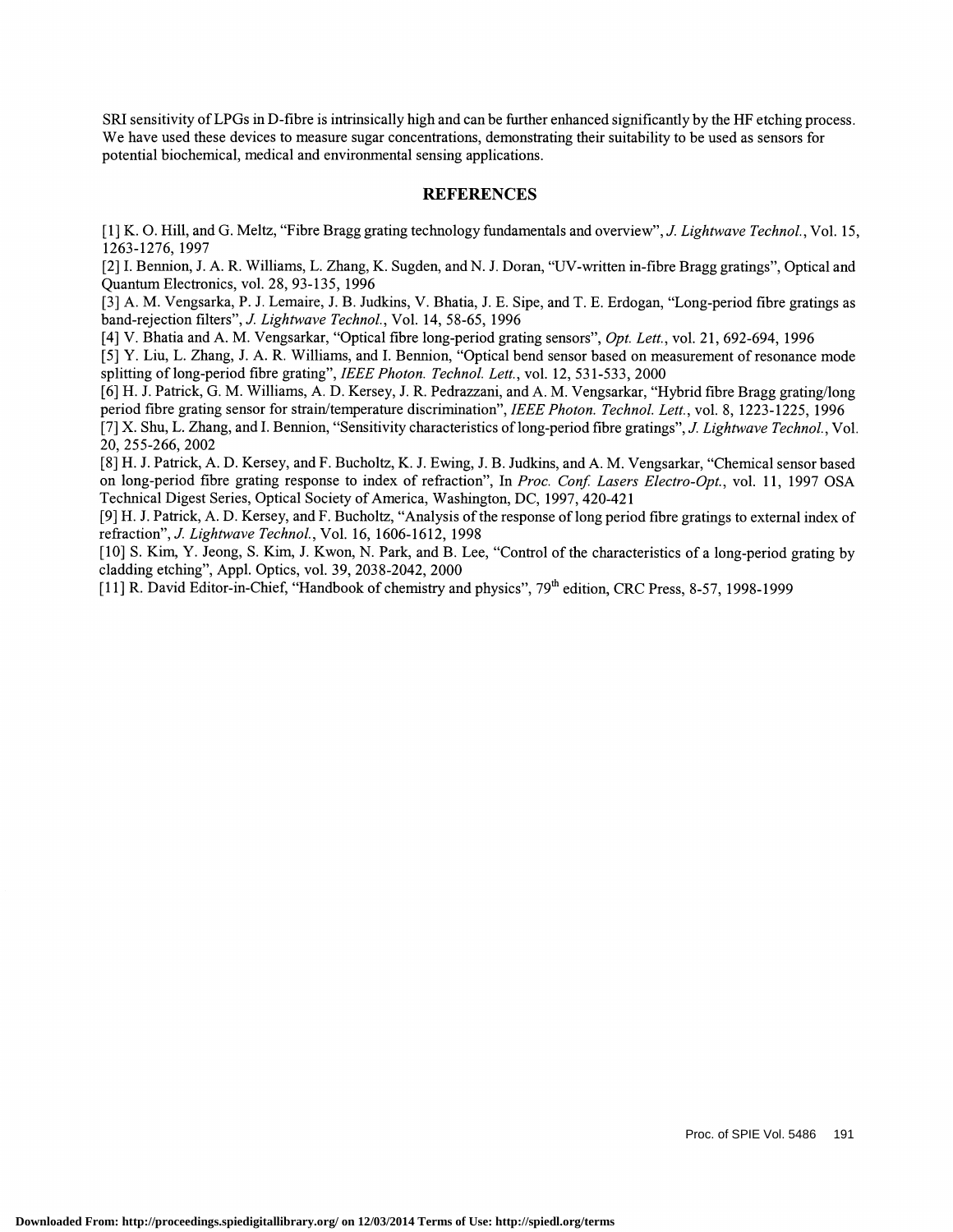SRI sensitivity of LPGs in D-fibre is intrinsically high and can be further enhanced significantly by the HF etching process. We have used these devices to measure sugar concentrations, demonstrating their suitability to be used as sensors for potential biochemical, medical and environmental sensing applications.

## REFERENCES

[1] K. O. Hill, and G. Meltz, "Fibre Bragg grating technology fundamentals and overview", *J. Lightwave Technol.*, Vol. 15, 1263-1276, 1997

[2] I. Bennion, J. A. R. Williams, L. Zhang, K. Sugden, and N. J. Doran, "UV-written in-fibre Bragg gratings", Optical and Quantum Electronics, vol. 28, 93-135, 1996

[3] A. M. Vengsarka, P. J. Lemaire, J. B. Judkins, V. Bhatia, J. E. Sipe, and T. E. Erdogan, "Long-period fibre gratings as band-rejection filters", *J. Lightwave Technol.*, Vol. 14, 58-65, 1996

[4] V. Bhatia and A. M. Vengsarkar, "Optical fibre long-period grating sensors", *Opt. Lett.*, vol. 21, 692-694, 1996

[5] Y. Liu, L. Zhang, J. A. R. Williams, and I. Bennion, "Optical bend sensor based on measurement of resonance mode splitting of long-period fibre grating", *IEEE Photon. Technol. Lett.*, vol. 12, 531-533, 2000

[6] H. J. Patrick, G. M. Williams, A. D. Kersey, J. R. Pedrazzani, and A. M. Vengsarkar, "Hybrid fibre Bragg grating/long period fibre grating sensor for strain/temperature discrimination", *IEEE Photon. Technol. Lett.*, vol. 8, 1223-1225, 1996

[7] X. Shu, L. Zhang, and I. Bennion, "Sensitivity characteristics of long-period fibre gratings", *J. Lightwave Technol.*, Vol. 20, 255-266, 2002

[8] H. J. Patrick, A. D. Kersey, and F. Bucholtz, K. J. Ewing, J. B. Judkins, and A. M. Vengsarkar, "Chemical sensor based on long-period fibre grating response to index of refraction", In *Proc. Conf. Lasers Electro-Opt.*, vol. 11, 1997 OSA Technical Digest Series, Optical Society of America, Washington, DC, 1997, 420-421

[9] H. J. Patrick, A. D. Kersey, and F. Bucholtz, "Analysis of the response of long period fibre gratings to external index of refraction", *J. Lightwave Technol.*, Vol. 16, 1606-1612, 1998

[10] S. Kim, Y. Jeong, S. Kim, J. Kwon, N. Park, and B. Lee, "Control of the characteristics of a long-period grating by cladding etching", Appl. Optics, vol. 39, 2038-2042, 2000

[11] R. David Editor-in-Chief, "Handbook of chemistry and physics", 79th edition, CRC Press, 8-57, 1998-1999